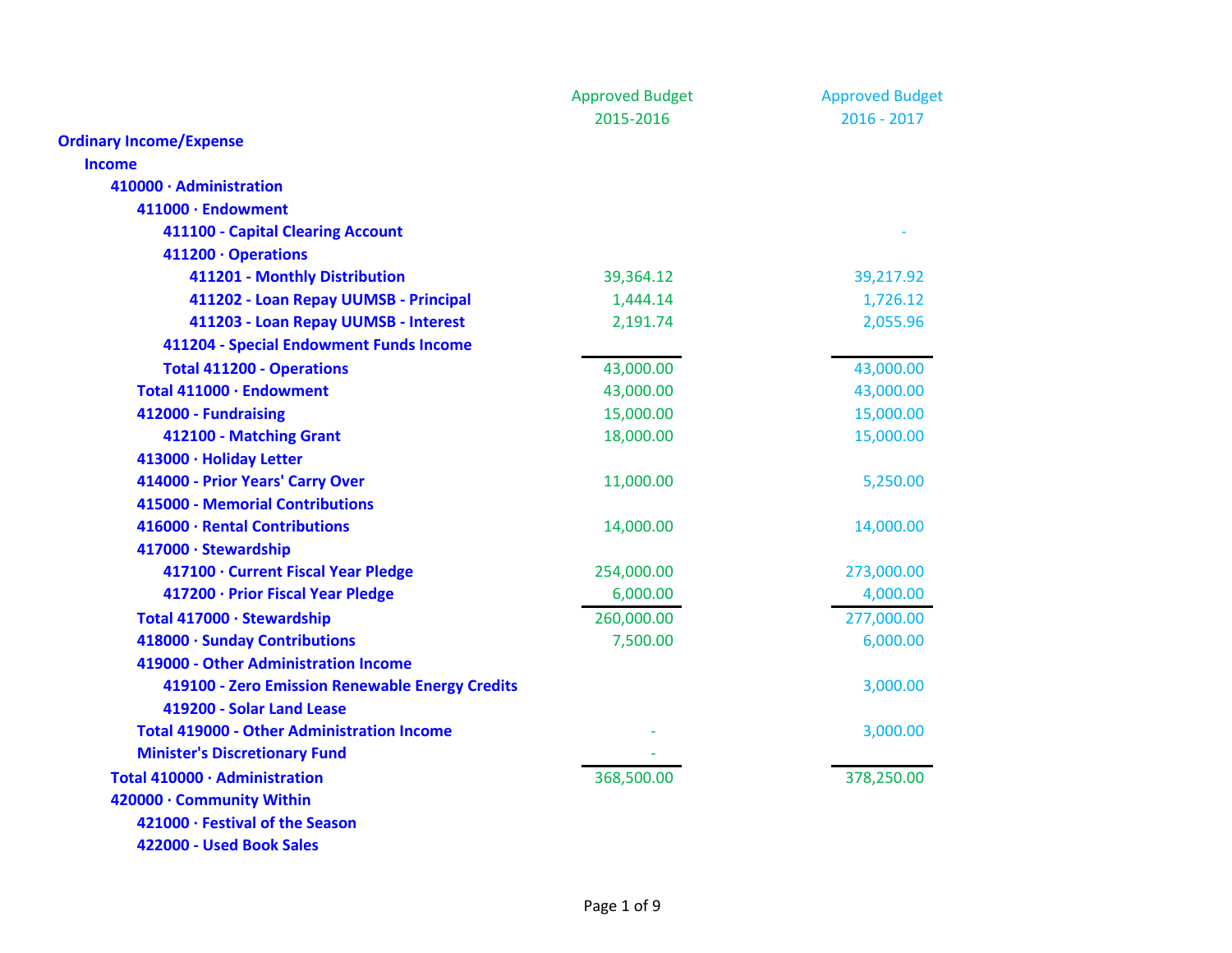| | Approved Budget 2015-2016 | Approved Budget 2016 - 2017 |
|---|---|---|
| **Ordinary Income/Expense** | | |
| **Income** | | |
| **410000 · Administration** | | |
| **411000 · Endowment** | | |
| **411100 - Capital Clearing Account** | | - |
| **411200 · Operations** | | |
| **411201 - Monthly Distribution** | 39,364.12 | 39,217.92 |
| **411202 - Loan Repay UUMSB - Principal** | 1,444.14 | 1,726.12 |
| **411203 - Loan Repay UUMSB - Interest** | 2,191.74 | 2,055.96 |
| **411204 - Special Endowment Funds Income** | | |
| **Total 411200 - Operations** | 43,000.00 | 43,000.00 |
| **Total 411000 · Endowment** | 43,000.00 | 43,000.00 |
| **412000 - Fundraising** | 15,000.00 | 15,000.00 |
| **412100 - Matching Grant** | 18,000.00 | 15,000.00 |
| **413000 · Holiday Letter** | | |
| **414000 - Prior Years' Carry Over** | 11,000.00 | 5,250.00 |
| **415000 - Memorial Contributions** | | |
| **416000 · Rental Contributions** | 14,000.00 | 14,000.00 |
| **417000 · Stewardship** | | |
| **417100 · Current Fiscal Year Pledge** | 254,000.00 | 273,000.00 |
| **417200 · Prior Fiscal Year Pledge** | 6,000.00 | 4,000.00 |
| **Total 417000 · Stewardship** | 260,000.00 | 277,000.00 |
| **418000 · Sunday Contributions** | 7,500.00 | 6,000.00 |
| **419000 - Other Administration Income** | | |
| **419100 - Zero Emission Renewable Energy Credits** | | 3,000.00 |
| **419200 - Solar Land Lease** | | |
| **Total 419000 - Other Administration Income** | - | 3,000.00 |
| **Minister's Discretionary Fund** | - | |
| **Total 410000 · Administration** | 368,500.00 | 378,250.00 |
| **420000 · Community Within** | | |
| **421000 · Festival of the Season** | | |
| **422000 - Used Book Sales** | | |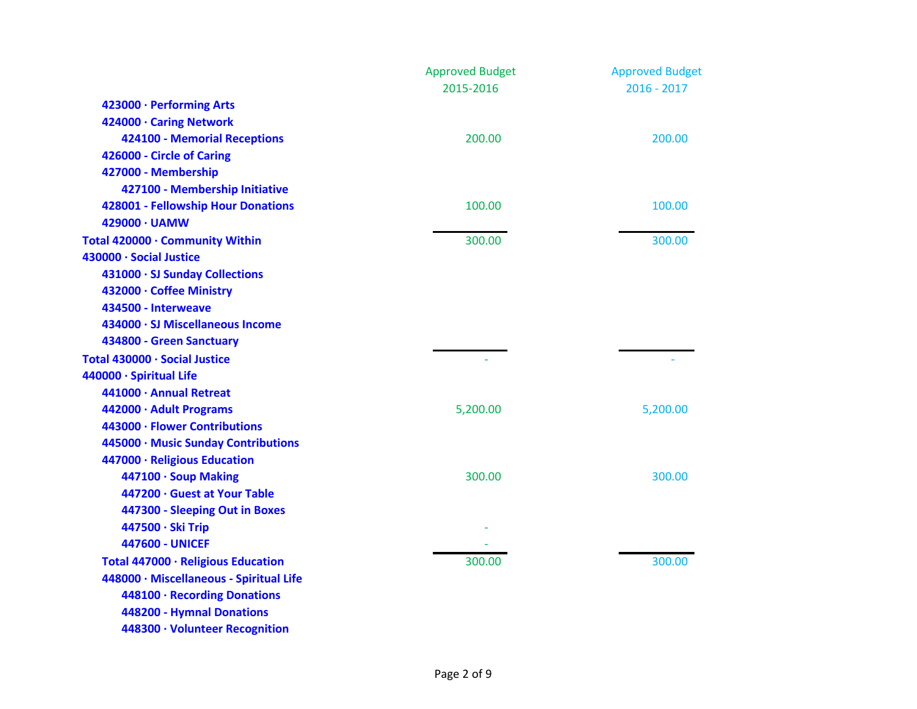| | Approved Budget 2015-2016 | Approved Budget 2016 - 2017 |
|---|---|---|
| 423000 · Performing Arts | | |
| 424000 · Caring Network | | |
| 424100 - Memorial Receptions | 200.00 | 200.00 |
| 426000 - Circle of Caring | | |
| 427000 - Membership | | |
| 427100 - Membership Initiative | | |
| 428001 - Fellowship Hour Donations | 100.00 | 100.00 |
| 429000 · UAMW | | |
| Total 420000 · Community Within | 300.00 | 300.00 |
| 430000 · Social Justice | | |
| 431000 · SJ Sunday Collections | | |
| 432000 · Coffee Ministry | | |
| 434500 - Interweave | | |
| 434000 · SJ Miscellaneous Income | | |
| 434800 - Green Sanctuary | | |
| Total 430000 · Social Justice | - | - |
| 440000 · Spiritual Life | | |
| 441000 · Annual Retreat | | |
| 442000 · Adult Programs | 5,200.00 | 5,200.00 |
| 443000 · Flower Contributions | | |
| 445000 · Music Sunday Contributions | | |
| 447000 · Religious Education | | |
| 447100 · Soup Making | 300.00 | 300.00 |
| 447200 · Guest at Your Table | | |
| 447300 - Sleeping Out in Boxes | | |
| 447500 · Ski Trip | - | |
| 447600 - UNICEF | - | |
| Total 447000 · Religious Education | 300.00 | 300.00 |
| 448000 · Miscellaneous - Spiritual Life | | |
| 448100 · Recording Donations | | |
| 448200 - Hymnal Donations | | |
| 448300 · Volunteer Recognition | | |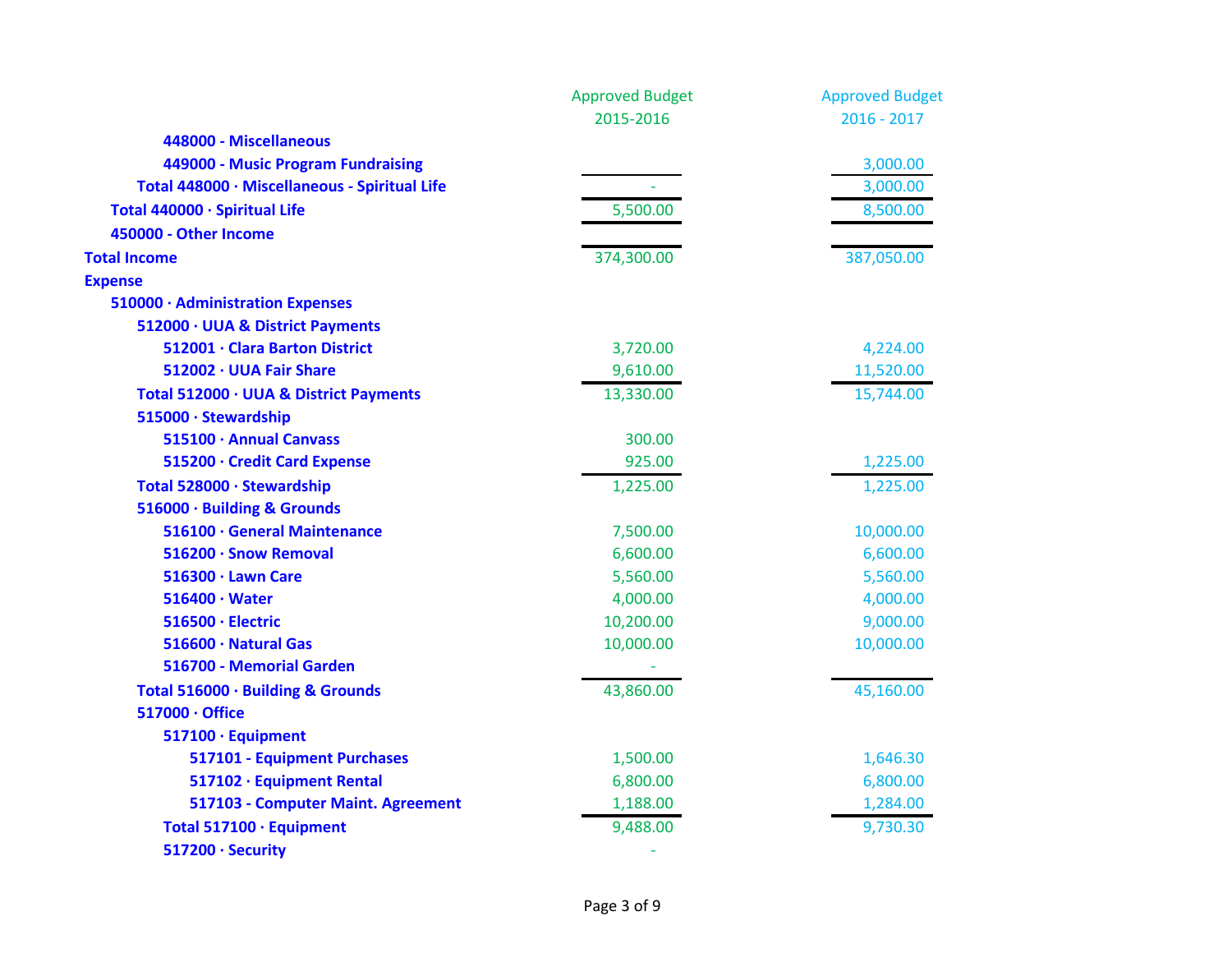| | Approved Budget 2015-2016 | Approved Budget 2016 - 2017 |
|---|---|---|
| 448000 - Miscellaneous | | |
| 449000 - Music Program Fundraising | | 3,000.00 |
| Total 448000 · Miscellaneous - Spiritual Life | - | 3,000.00 |
| Total 440000 · Spiritual Life | 5,500.00 | 8,500.00 |
| 450000 - Other Income | | |
| **Total Income** | 374,300.00 | 387,050.00 |
| **Expense** | | |
| 510000 · Administration Expenses | | |
| 512000 · UUA & District Payments | | |
| 512001 · Clara Barton District | 3,720.00 | 4,224.00 |
| 512002 · UUA Fair Share | 9,610.00 | 11,520.00 |
| Total 512000 · UUA & District Payments | 13,330.00 | 15,744.00 |
| 515000 · Stewardship | | |
| 515100 · Annual Canvass | 300.00 | |
| 515200 · Credit Card Expense | 925.00 | 1,225.00 |
| Total 528000 · Stewardship | 1,225.00 | 1,225.00 |
| 516000 · Building & Grounds | | |
| 516100 · General Maintenance | 7,500.00 | 10,000.00 |
| 516200 · Snow Removal | 6,600.00 | 6,600.00 |
| 516300 · Lawn Care | 5,560.00 | 5,560.00 |
| 516400 · Water | 4,000.00 | 4,000.00 |
| 516500 · Electric | 10,200.00 | 9,000.00 |
| 516600 · Natural Gas | 10,000.00 | 10,000.00 |
| 516700 - Memorial Garden | - | |
| Total 516000 · Building & Grounds | 43,860.00 | 45,160.00 |
| 517000 · Office | | |
| 517100 · Equipment | | |
| 517101 - Equipment Purchases | 1,500.00 | 1,646.30 |
| 517102 · Equipment Rental | 6,800.00 | 6,800.00 |
| 517103 - Computer Maint. Agreement | 1,188.00 | 1,284.00 |
| Total 517100 · Equipment | 9,488.00 | 9,730.30 |
| 517200 · Security | - | |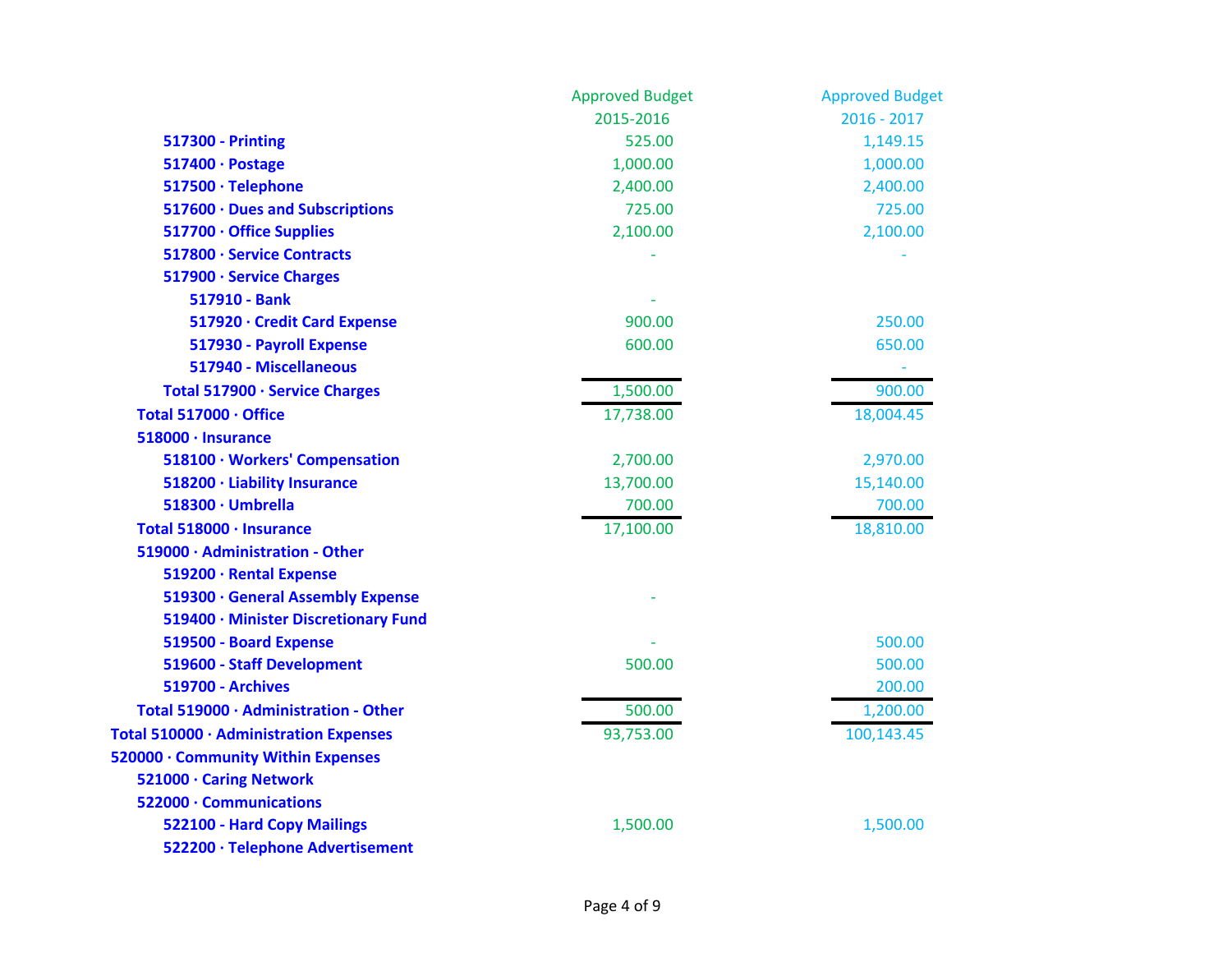| | Approved Budget 2015-2016 | Approved Budget 2016 - 2017 |
|---|---|---|
| **517300 - Printing** | 525.00 | 1,149.15 |
| **517400 · Postage** | 1,000.00 | 1,000.00 |
| **517500 · Telephone** | 2,400.00 | 2,400.00 |
| **517600 · Dues and Subscriptions** | 725.00 | 725.00 |
| **517700 · Office Supplies** | 2,100.00 | 2,100.00 |
| **517800 · Service Contracts** | - | - |
| **517900 · Service Charges** | | |
| **517910 - Bank** | - | |
| **517920 · Credit Card Expense** | 900.00 | 250.00 |
| **517930 - Payroll Expense** | 600.00 | 650.00 |
| **517940 - Miscellaneous** | | - |
| **Total 517900 · Service Charges** | 1,500.00 | 900.00 |
| **Total 517000 · Office** | 17,738.00 | 18,004.45 |
| **518000 · Insurance** | | |
| **518100 · Workers' Compensation** | 2,700.00 | 2,970.00 |
| **518200 · Liability Insurance** | 13,700.00 | 15,140.00 |
| **518300 · Umbrella** | 700.00 | 700.00 |
| **Total 518000 · Insurance** | 17,100.00 | 18,810.00 |
| **519000 · Administration - Other** | | |
| **519200 · Rental Expense** | | |
| **519300 · General Assembly Expense** | - | |
| **519400 · Minister Discretionary Fund** | | |
| **519500 - Board Expense** | - | 500.00 |
| **519600 - Staff Development** | 500.00 | 500.00 |
| **519700 - Archives** | | 200.00 |
| **Total 519000 · Administration - Other** | 500.00 | 1,200.00 |
| **Total 510000 · Administration Expenses** | 93,753.00 | 100,143.45 |
| **520000 · Community Within Expenses** | | |
| **521000 · Caring Network** | | |
| **522000 · Communications** | | |
| **522100 - Hard Copy Mailings** | 1,500.00 | 1,500.00 |
| **522200 · Telephone Advertisement** | | |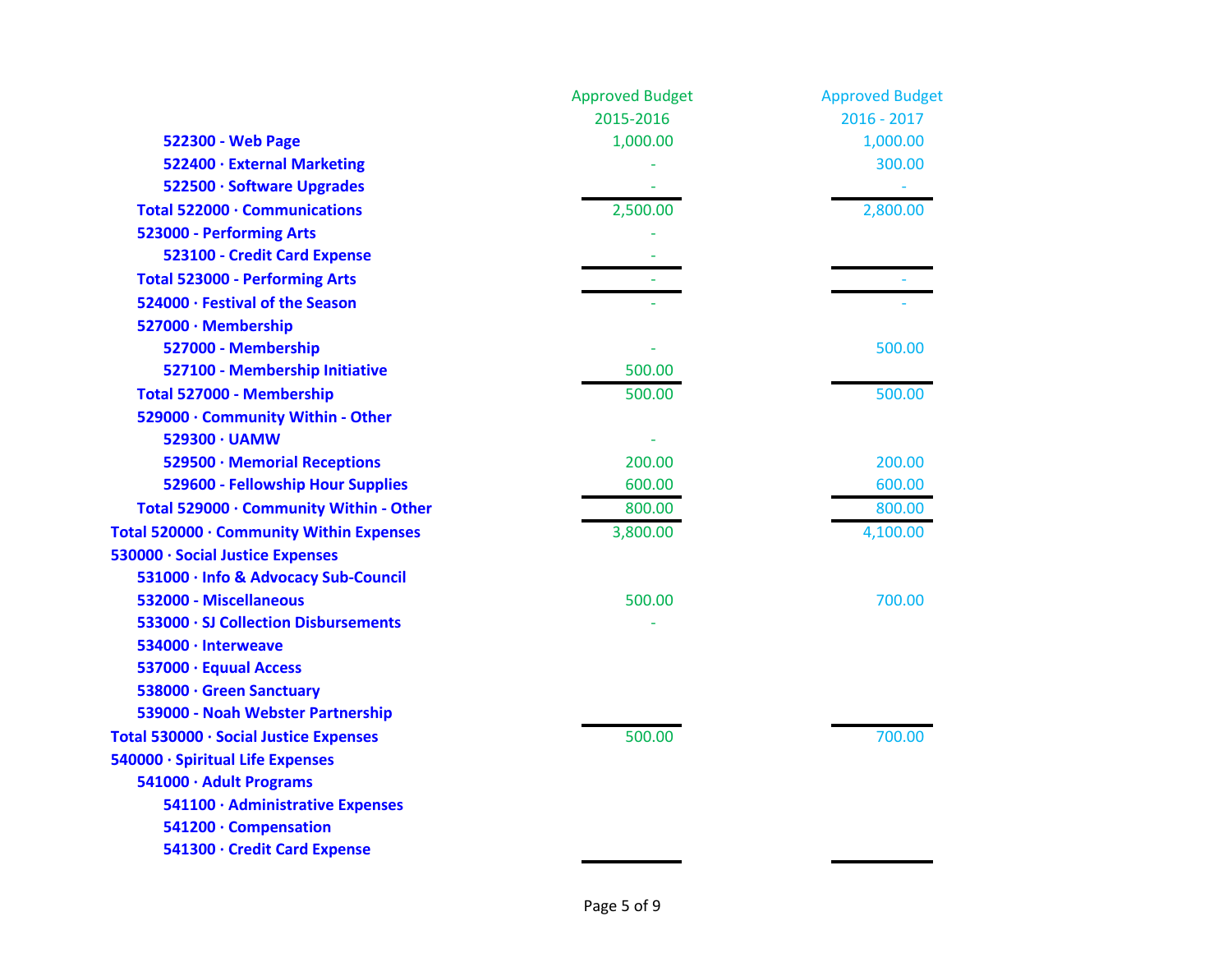| | Approved Budget 2015-2016 | Approved Budget 2016 - 2017 |
|---|---|---|
| 522300 - Web Page | 1,000.00 | 1,000.00 |
| 522400 · External Marketing | - | 300.00 |
| 522500 · Software Upgrades | - | - |
| Total 522000 · Communications | 2,500.00 | 2,800.00 |
| 523000 - Performing Arts | - | |
| 523100 - Credit Card Expense | - | |
| Total 523000 - Performing Arts | - | - |
| 524000 · Festival of the Season | - | - |
| 527000 · Membership | | |
| 527000 - Membership | - | 500.00 |
| 527100 - Membership Initiative | 500.00 | |
| Total 527000 - Membership | 500.00 | 500.00 |
| 529000 · Community Within - Other | | |
| 529300 · UAMW | - | |
| 529500 · Memorial Receptions | 200.00 | 200.00 |
| 529600 - Fellowship Hour Supplies | 600.00 | 600.00 |
| Total 529000 · Community Within - Other | 800.00 | 800.00 |
| Total 520000 · Community Within Expenses | 3,800.00 | 4,100.00 |
| 530000 · Social Justice Expenses | | |
| 531000 · Info & Advocacy Sub-Council | | |
| 532000 - Miscellaneous | 500.00 | 700.00 |
| 533000 · SJ Collection Disbursements | - | |
| 534000 · Interweave | | |
| 537000 · Equual Access | | |
| 538000 · Green Sanctuary | | |
| 539000 - Noah Webster Partnership | | |
| Total 530000 · Social Justice Expenses | 500.00 | 700.00 |
| 540000 · Spiritual Life Expenses | | |
| 541000 · Adult Programs | | |
| 541100 · Administrative Expenses | | |
| 541200 · Compensation | | |
| 541300 · Credit Card Expense | | |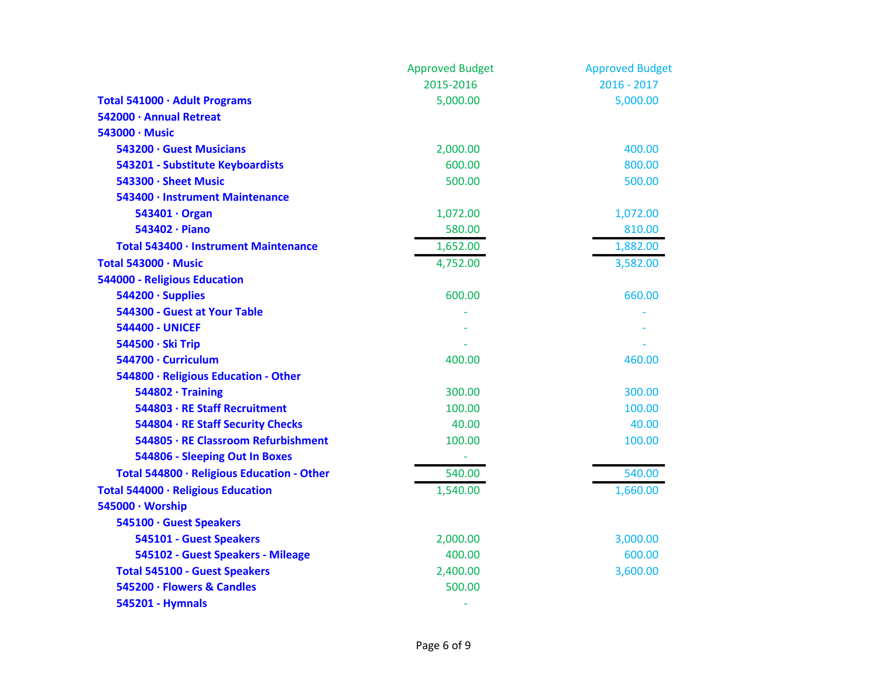| | Approved Budget 2015-2016 | Approved Budget 2016 - 2017 |
|---|---|---|
| **Total 541000 · Adult Programs** | 5,000.00 | 5,000.00 |
| **542000 · Annual Retreat** | | |
| **543000 · Music** | | |
| **543200 · Guest Musicians** | 2,000.00 | 400.00 |
| **543201 - Substitute Keyboardists** | 600.00 | 800.00 |
| **543300 · Sheet Music** | 500.00 | 500.00 |
| **543400 · Instrument Maintenance** | | |
| **543401 · Organ** | 1,072.00 | 1,072.00 |
| **543402 · Piano** | 580.00 | 810.00 |
| **Total 543400 · Instrument Maintenance** | 1,652.00 | 1,882.00 |
| **Total 543000 · Music** | 4,752.00 | 3,582.00 |
| **544000 - Religious Education** | | |
| **544200 · Supplies** | 600.00 | 660.00 |
| **544300 - Guest at Your Table** | - | - |
| **544400 - UNICEF** | - | - |
| **544500 · Ski Trip** | - | - |
| **544700 · Curriculum** | 400.00 | 460.00 |
| **544800 · Religious Education - Other** | | |
| **544802 · Training** | 300.00 | 300.00 |
| **544803 · RE Staff Recruitment** | 100.00 | 100.00 |
| **544804 · RE Staff Security Checks** | 40.00 | 40.00 |
| **544805 · RE Classroom Refurbishment** | 100.00 | 100.00 |
| **544806 - Sleeping Out In Boxes** | - | |
| **Total 544800 · Religious Education - Other** | 540.00 | 540.00 |
| **Total 544000 · Religious Education** | 1,540.00 | 1,660.00 |
| **545000 · Worship** | | |
| **545100 · Guest Speakers** | | |
| **545101 - Guest Speakers** | 2,000.00 | 3,000.00 |
| **545102 - Guest Speakers - Mileage** | 400.00 | 600.00 |
| **Total 545100 - Guest Speakers** | 2,400.00 | 3,600.00 |
| **545200 · Flowers & Candles** | 500.00 | |
| **545201 - Hymnals** | - | |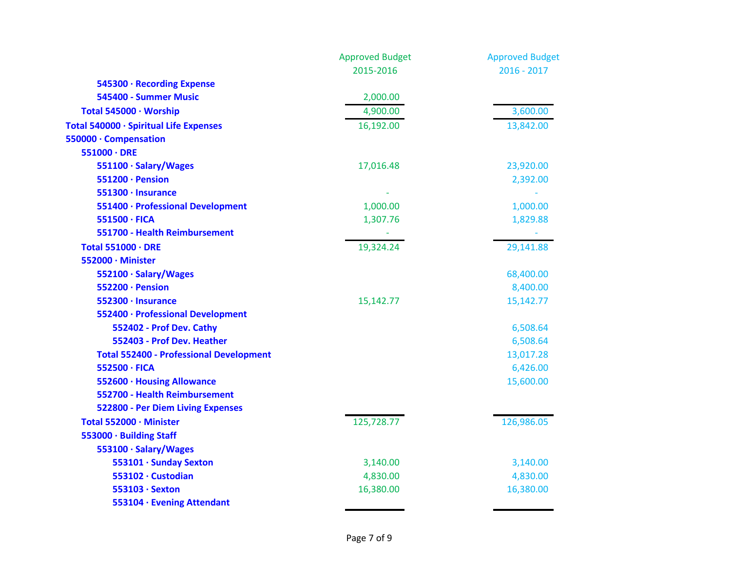| | Approved Budget 2015-2016 | Approved Budget 2016 - 2017 |
|---|---|---|
| 545300 · Recording Expense | | |
| 545400 - Summer Music | 2,000.00 | |
| Total 545000 · Worship | 4,900.00 | 3,600.00 |
| Total 540000 · Spiritual Life Expenses | 16,192.00 | 13,842.00 |
| 550000 · Compensation | | |
| 551000 · DRE | | |
| 551100 · Salary/Wages | 17,016.48 | 23,920.00 |
| 551200 · Pension | | 2,392.00 |
| 551300 · Insurance | - | - |
| 551400 · Professional Development | 1,000.00 | 1,000.00 |
| 551500 · FICA | 1,307.76 | 1,829.88 |
| 551700 - Health Reimbursement | - | - |
| Total 551000 · DRE | 19,324.24 | 29,141.88 |
| 552000 · Minister | | |
| 552100 · Salary/Wages | | 68,400.00 |
| 552200 · Pension | | 8,400.00 |
| 552300 · Insurance | 15,142.77 | 15,142.77 |
| 552400 · Professional Development | | |
| 552402 - Prof Dev. Cathy | | 6,508.64 |
| 552403 - Prof Dev. Heather | | 6,508.64 |
| Total 552400 - Professional Development | | 13,017.28 |
| 552500 · FICA | | 6,426.00 |
| 552600 · Housing Allowance | | 15,600.00 |
| 552700 - Health Reimbursement | | |
| 522800 - Per Diem Living Expenses | | |
| Total 552000 · Minister | 125,728.77 | 126,986.05 |
| 553000 · Building Staff | | |
| 553100 · Salary/Wages | | |
| 553101 · Sunday Sexton | 3,140.00 | 3,140.00 |
| 553102 · Custodian | 4,830.00 | 4,830.00 |
| 553103 · Sexton | 16,380.00 | 16,380.00 |
| 553104 · Evening Attendant | | |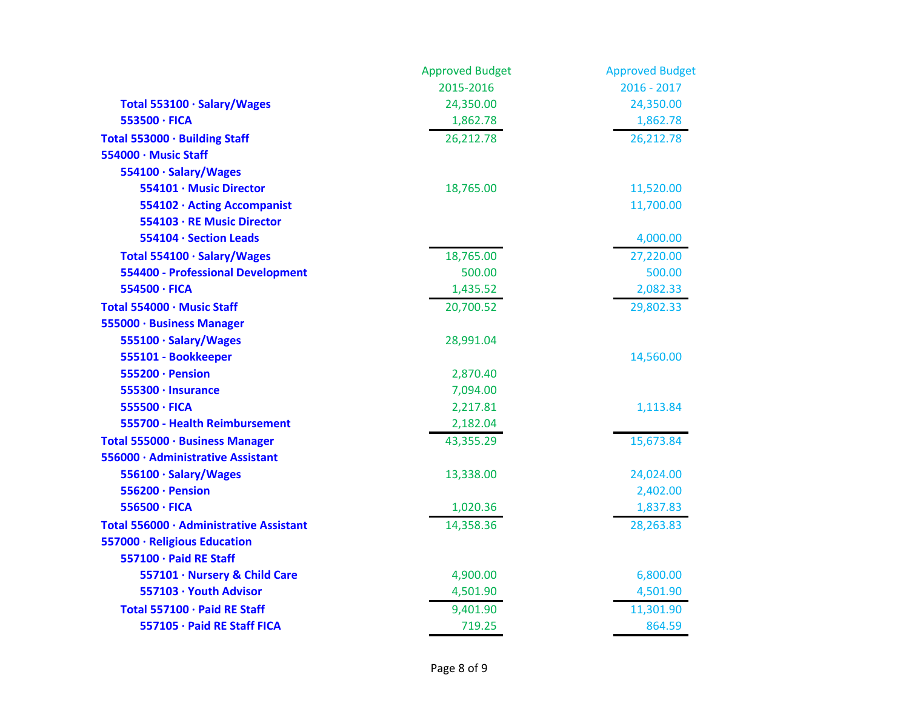| | Approved Budget 2015-2016 | Approved Budget 2016 - 2017 |
|---|---|---|
| **Total 553100 · Salary/Wages** | 24,350.00 | 24,350.00 |
| **553500 · FICA** | 1,862.78 | 1,862.78 |
| **Total 553000 · Building Staff** | 26,212.78 | 26,212.78 |
| **554000 · Music Staff** | | |
| **554100 · Salary/Wages** | | |
| **554101 · Music Director** | 18,765.00 | 11,520.00 |
| **554102 · Acting Accompanist** | | 11,700.00 |
| **554103 · RE Music Director** | | |
| **554104 · Section Leads** | | 4,000.00 |
| **Total 554100 · Salary/Wages** | 18,765.00 | 27,220.00 |
| **554400 - Professional Development** | 500.00 | 500.00 |
| **554500 · FICA** | 1,435.52 | 2,082.33 |
| **Total 554000 · Music Staff** | 20,700.52 | 29,802.33 |
| **555000 · Business Manager** | | |
| **555100 · Salary/Wages** | 28,991.04 | |
| **555101 - Bookkeeper** | | 14,560.00 |
| **555200 · Pension** | 2,870.40 | |
| **555300 · Insurance** | 7,094.00 | |
| **555500 · FICA** | 2,217.81 | 1,113.84 |
| **555700 - Health Reimbursement** | 2,182.04 | |
| **Total 555000 · Business Manager** | 43,355.29 | 15,673.84 |
| **556000 · Administrative Assistant** | | |
| **556100 · Salary/Wages** | 13,338.00 | 24,024.00 |
| **556200 · Pension** | | 2,402.00 |
| **556500 · FICA** | 1,020.36 | 1,837.83 |
| **Total 556000 · Administrative Assistant** | 14,358.36 | 28,263.83 |
| **557000 · Religious Education** | | |
| **557100 · Paid RE Staff** | | |
| **557101 · Nursery & Child Care** | 4,900.00 | 6,800.00 |
| **557103 · Youth Advisor** | 4,501.90 | 4,501.90 |
| **Total 557100 · Paid RE Staff** | 9,401.90 | 11,301.90 |
| **557105 · Paid RE Staff FICA** | 719.25 | 864.59 |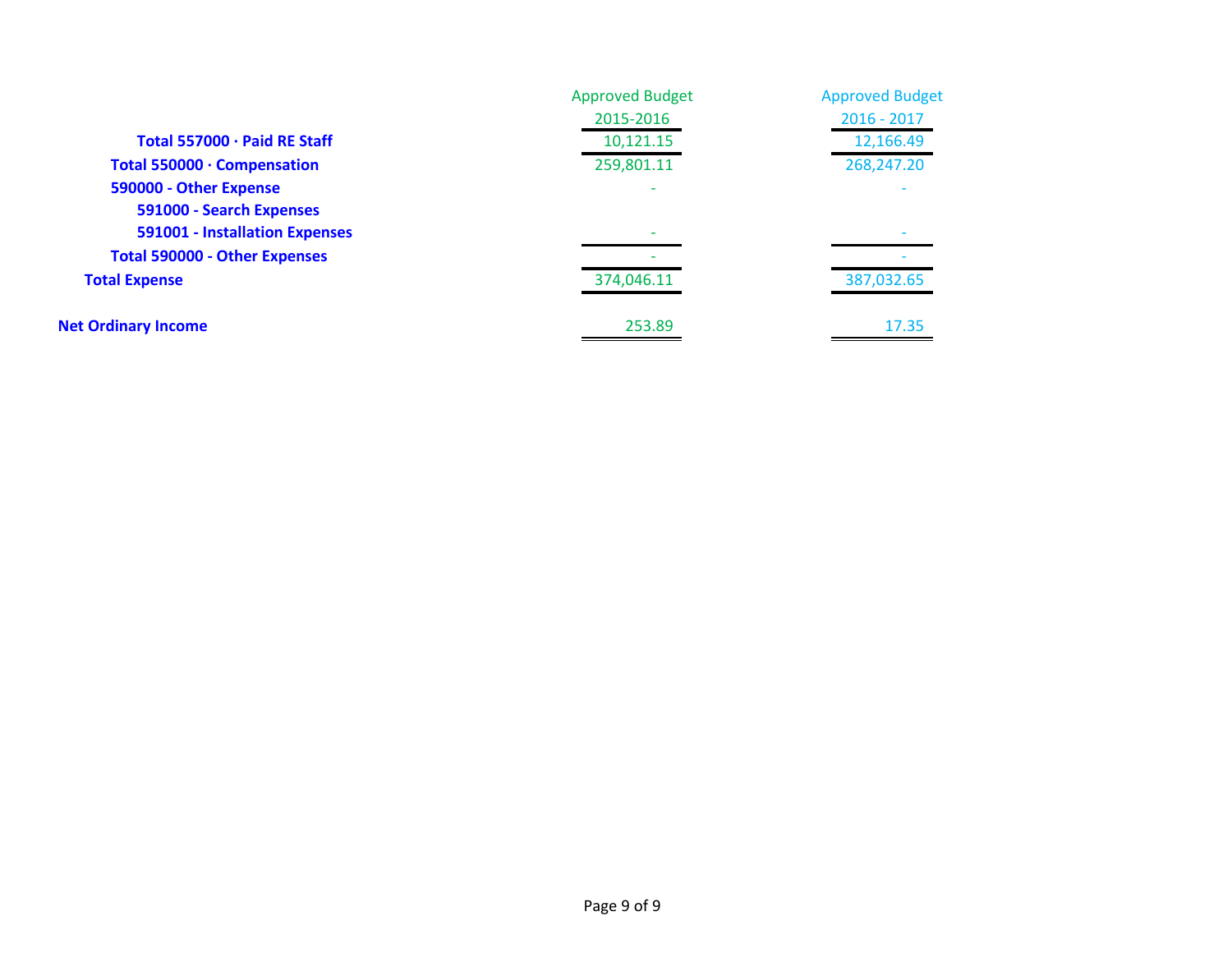| | Approved Budget 2015-2016 | Approved Budget 2016 - 2017 |
|---|---|---|
| **Total 557000 · Paid RE Staff** | 10,121.15 | 12,166.49 |
| **Total 550000 · Compensation** | 259,801.11 | 268,247.20 |
| **590000 - Other Expense** | - | - |
| **591000 - Search Expenses** | | |
| **591001 - Installation Expenses** | - | - |
| **Total 590000 - Other Expenses** | - | - |
| **Total Expense** | 374,046.11 | 387,032.65 |
| **Net Ordinary Income** | 253.89 | 17.35 |